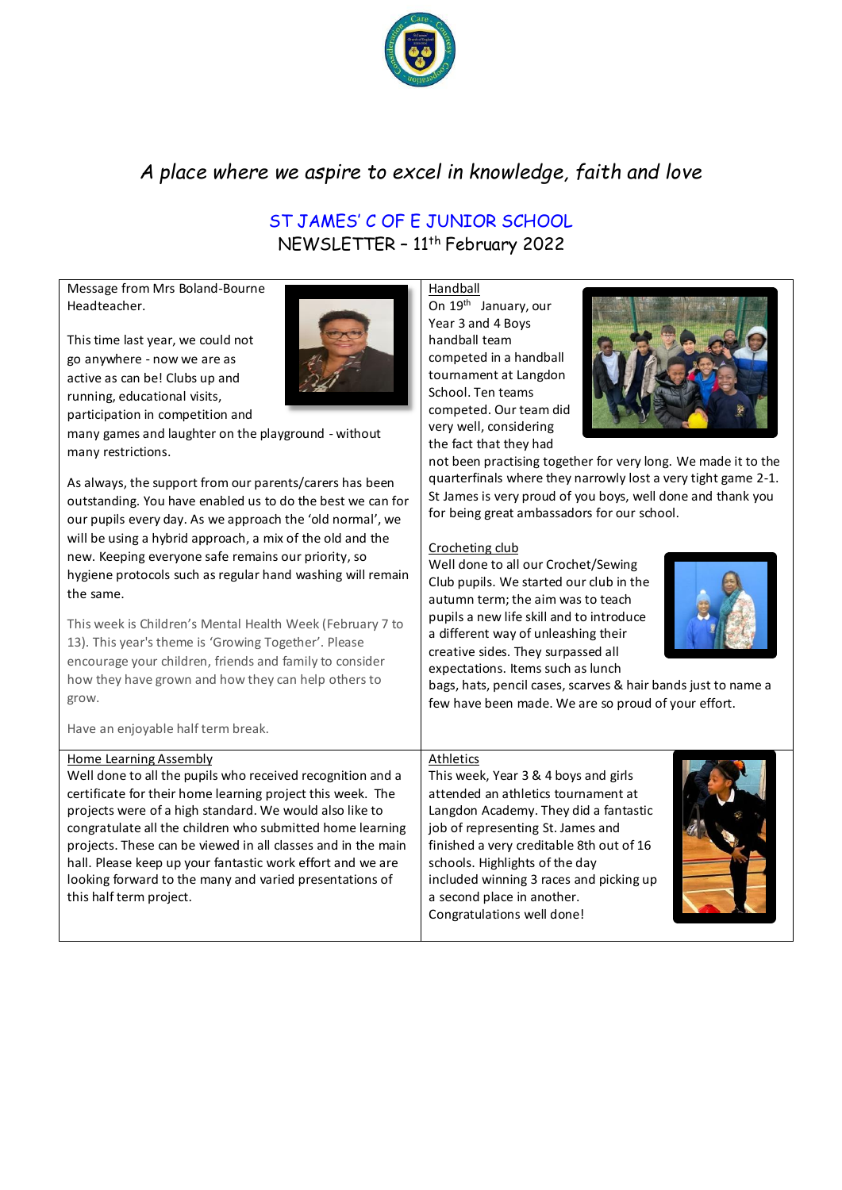*A place where we aspire to excel in knowledge, faith and love*

# ST JAMES' C OF E JUNIOR SCHOOL

## NEWSLETTER – 11th February 2022

Message from Mrs Boland-Bourne Headteacher.

This time last year, we could not go anywhere - now we are as active as can be! Clubs up and running, educational visits, participation in competition and many games and laughter on the playground - without many restrictions.

As always, the support from our parents/carers has been outstanding. You have enabled us to do the best we can for our pupils every day. As we approach the 'old normal', we will be using a hybrid approach, a mix of the old and the new. Keeping everyone safe remains our priority, so hygiene protocols such as regular hand washing will remain the same.

This week is Children's Mental Health Week (February 7 to 13). This year's theme is 'Growing Together'. Please encourage your children, friends and family to consider how they have grown and how they can help others to grow.

Have an enjoyable half term break.

### Handball

On 19th January, our Year 3 and 4 Boys handball team competed in a handball tournament at Langdon School. Ten teams competed. Our team did very well, considering the fact that they had not been practising together for very long. We made it to the quarterfinals where they narrowly lost a very tight game 2-1. St James is very proud of you boys, well done and thank you for being great ambassadors for our school.

### Crocheting club

Well done to all our Crochet/Sewing Club pupils. We started our club in the autumn term; the aim was to teach pupils a new life skill and to introduce a different way of unleashing their creative sides. They surpassed all expectations. Items such as lunch bags, hats, pencil cases, scarves & hair bands just to name a few have been made. We are so proud of your effort.

### Home Learning Assembly

Well done to all the pupils who received recognition and a certificate for their home learning project this week. The projects were of a high standard. We would also like to congratulate all the children who submitted home learning projects. These can be viewed in all classes and in the main hall. Please keep up your fantastic work effort and we are looking forward to the many and varied presentations of this half term project.

### Athletics

This week, Year 3 & 4 boys and girls attended an athletics tournament at Langdon Academy. They did a fantastic job of representing St. James and finished a very creditable 8th out of 16 schools. Highlights of the day included winning 3 races and picking up a second place in another. Congratulations well done!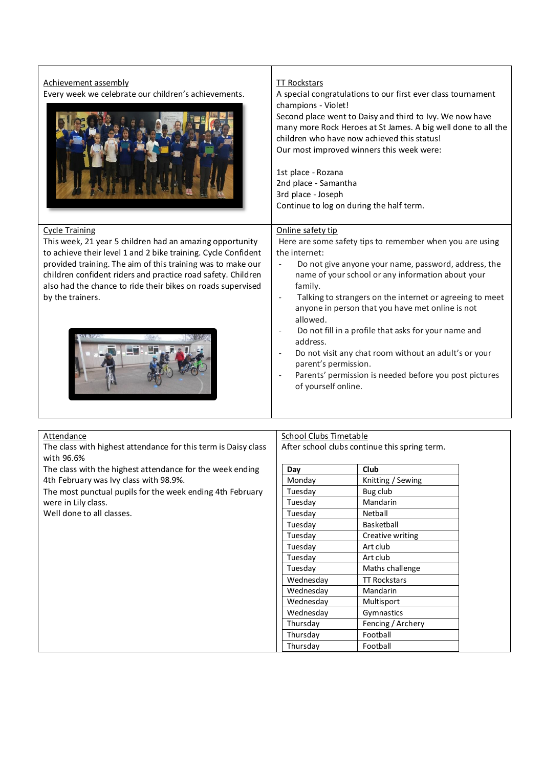## Achievement assembly

Every week we celebrate our children's achievements.

## TT Rockstars

A special congratulations to our first ever class tournament champions - Violet!

Second place went to Daisy and third to Ivy. We now have many more Rock Heroes at St James. A big well done to all the children who have now achieved this status!

Our most improved winners this week were:

1st place - Rozana
2nd place - Samantha
3rd place - Joseph

Continue to log on during the half term.

## Cycle Training

This week, 21 year 5 children had an amazing opportunity to achieve their level 1 and 2 bike training. Cycle Confident provided training. The aim of this training was to make our children confident riders and practice road safety. Children also had the chance to ride their bikes on roads supervised by the trainers.

## Online safety tip

Here are some safety tips to remember when you are using the internet:

- Do not give anyone your name, password, address, the name of your school or any information about your family.
- Talking to strangers on the internet or agreeing to meet anyone in person that you have met online is not allowed.
- Do not fill in a profile that asks for your name and address.
- Do not visit any chat room without an adult's or your parent's permission.
- Parents' permission is needed before you post pictures of yourself online.

## Attendance

The class with highest attendance for this term is Daisy class with 96.6%

The class with the highest attendance for the week ending 4th February was Ivy class with 98.9%.

The most punctual pupils for the week ending 4th February were in Lily class.

Well done to all classes.

## School Clubs Timetable

After school clubs continue this spring term.

| Day | Club |
|---|---|
| Monday | Knitting / Sewing |
| Tuesday | Bug club |
| Tuesday | Mandarin |
| Tuesday | Netball |
| Tuesday | Basketball |
| Tuesday | Creative writing |
| Tuesday | Art club |
| Tuesday | Art club |
| Tuesday | Maths challenge |
| Wednesday | TT Rockstars |
| Wednesday | Mandarin |
| Wednesday | Multisport |
| Wednesday | Gymnastics |
| Thursday | Fencing / Archery |
| Thursday | Football |
| Thursday | Football |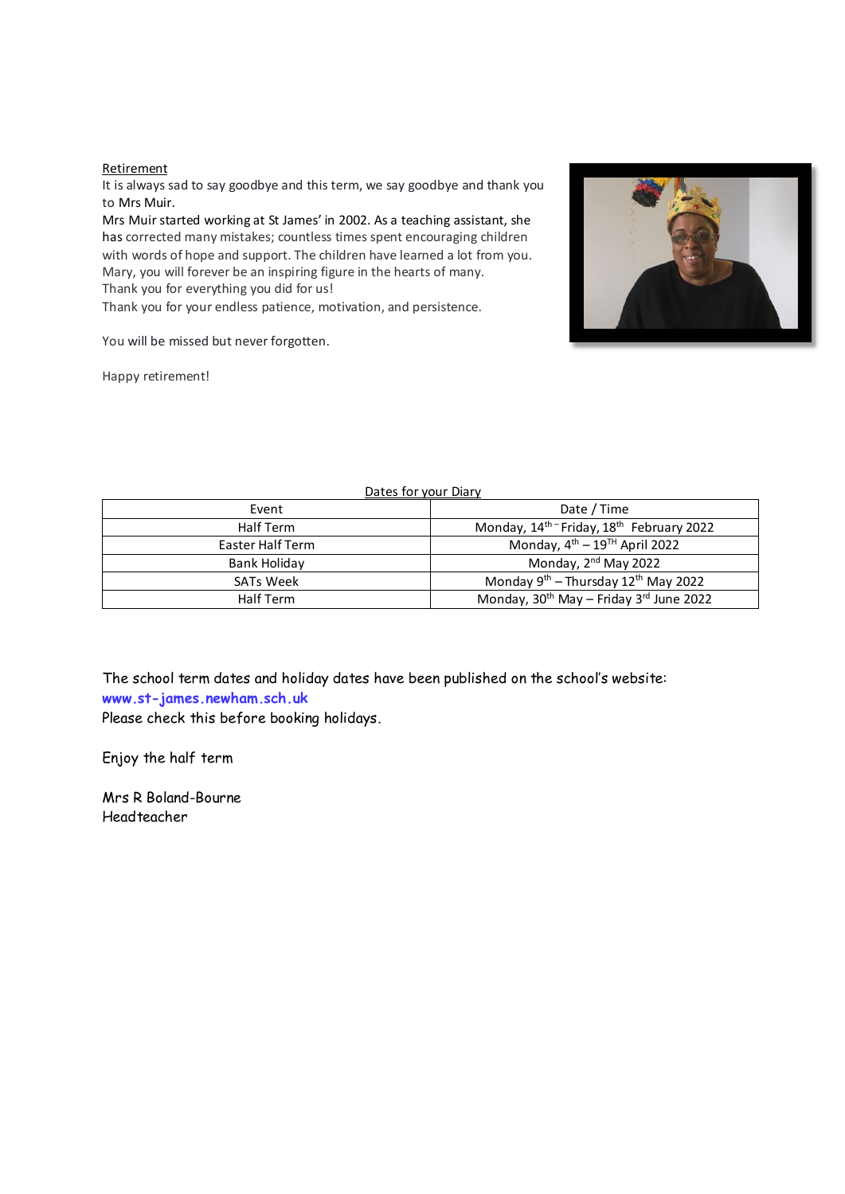Retirement

It is always sad to say goodbye and this term, we say goodbye and thank you to Mrs Muir.

Mrs Muir started working at St James' in 2002. As a teaching assistant, she has corrected many mistakes; countless times spent encouraging children with words of hope and support. The children have learned a lot from you. Mary, you will forever be an inspiring figure in the hearts of many.
Thank you for everything you did for us!
Thank you for your endless patience, motivation, and persistence.

You will be missed but never forgotten.

Happy retirement!

Dates for your Diary

| Event | Date / Time |
|---|---|
| Half Term | Monday, 14th – Friday, 18th February 2022 |
| Easter Half Term | Monday, 4th – 19TH April 2022 |
| Bank Holiday | Monday, 2nd May 2022 |
| SATs Week | Monday 9th – Thursday 12th May 2022 |
| Half Term | Monday, 30th May – Friday 3rd June 2022 |

The school term dates and holiday dates have been published on the school's website:
**www.st-james.newham.sch.uk**
Please check this before booking holidays.

Enjoy the half term

Mrs R Boland-Bourne
Headteacher